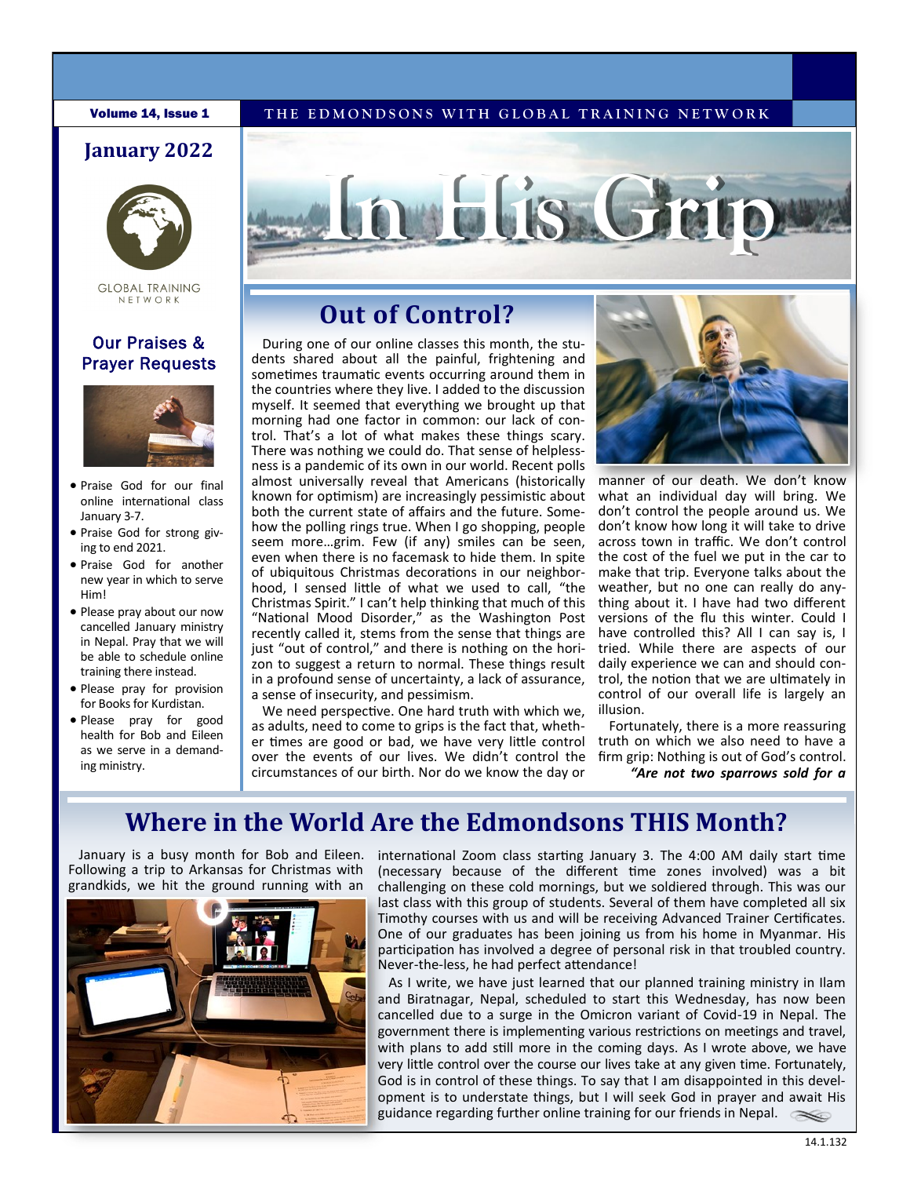THE EDMONDSONS WITH GLOBAL TRAINING NETWORK

# In His Grip

**January 2022**

GLOBAL TRAINING NETWORK

## Our Praises & Prayer Requests

- Praise God for our final online international class January 3-7.
- Praise God for strong giving to end 2021.
- Praise God for another new year in which to serve Him!
- Please pray about our now cancelled January ministry in Nepal. Pray that we will be able to schedule online training there instead.
- Please pray for provision for Books for Kurdistan.
- Please pray for good health for Bob and Eileen as we serve in a demanding ministry.

## Out of Control?

During one of our online classes this month, the students shared about all the painful, frightening and sometimes traumatic events occurring around them in the countries where they live. I added to the discussion myself. It seemed that everything we brought up that morning had one factor in common: our lack of control. That's a lot of what makes these things scary. There was nothing we could do. That sense of helplessness is a pandemic of its own in our world. Recent polls almost universally reveal that Americans (historically known for optimism) are increasingly pessimistic about both the current state of affairs and the future. Somehow the polling rings true. When I go shopping, people seem more…grim. Few (if any) smiles can be seen, even when there is no facemask to hide them. In spite of ubiquitous Christmas decorations in our neighborhood, I sensed little of what we used to call, "the Christmas Spirit." I can't help thinking that much of this "National Mood Disorder," as the Washington Post recently called it, stems from the sense that things are just "out of control," and there is nothing on the horizon to suggest a return to normal. These things result in a profound sense of uncertainty, a lack of assurance, a sense of insecurity, and pessimism.

We need perspective. One hard truth with which we, as adults, need to come to grips is the fact that, whether times are good or bad, we have very little control over the events of our lives. We didn't control the circumstances of our birth. Nor do we know the day or manner of our death. We don't know what an individual day will bring. We don't control the people around us. We don't know how long it will take to drive across town in traffic. We don't control the cost of the fuel we put in the car to make that trip. Everyone talks about the weather, but no one can really do anything about it. I have had two different versions of the flu this winter. Could I have controlled this? All I can say is, I tried. While there are aspects of our daily experience we can and should control, the notion that we are ultimately in control of our overall life is largely an illusion.

Fortunately, there is a more reassuring truth on which we also need to have a firm grip: Nothing is out of God's control. ***"Are not two sparrows sold for a***

## Where in the World Are the Edmondsons THIS Month?

January is a busy month for Bob and Eileen. Following a trip to Arkansas for Christmas with grandkids, we hit the ground running with an international Zoom class starting January 3. The 4:00 AM daily start time (necessary because of the different time zones involved) was a bit challenging on these cold mornings, but we soldiered through. This was our last class with this group of students. Several of them have completed all six Timothy courses with us and will be receiving Advanced Trainer Certificates. One of our graduates has been joining us from his home in Myanmar. His participation has involved a degree of personal risk in that troubled country. Never-the-less, he had perfect attendance!

As I write, we have just learned that our planned training ministry in Ilam and Biratnagar, Nepal, scheduled to start this Wednesday, has now been cancelled due to a surge in the Omicron variant of Covid-19 in Nepal. The government there is implementing various restrictions on meetings and travel, with plans to add still more in the coming days. As I wrote above, we have very little control over the course our lives take at any given time. Fortunately, God is in control of these things. To say that I am disappointed in this development is to understate things, but I will seek God in prayer and await His guidance regarding further online training for our friends in Nepal.

14.1.132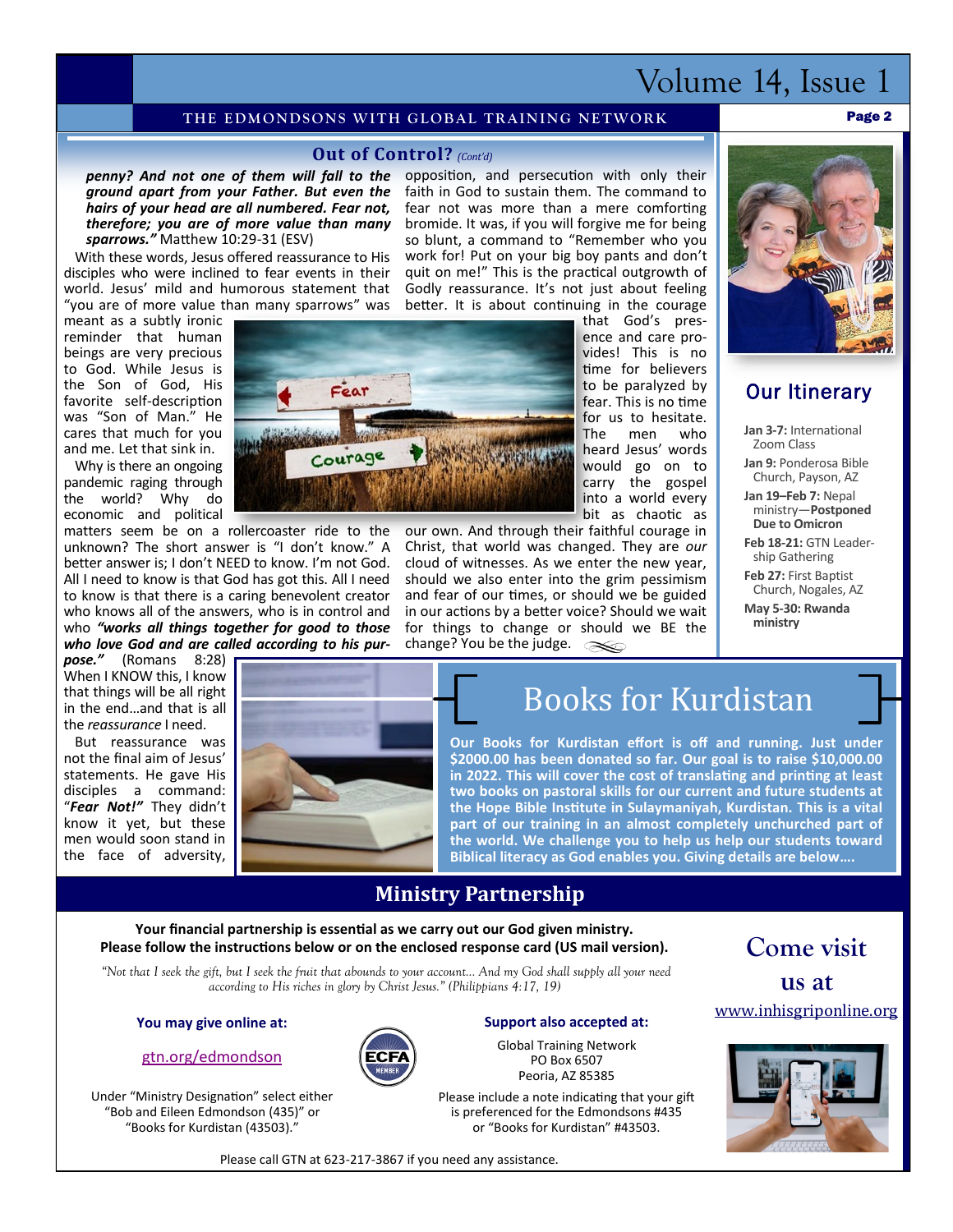## Out of Control? *(Cont'd)*

***penny? And not one of them will fall to the ground apart from your Father. But even the hairs of your head are all numbered. Fear not, therefore; you are of more value than many sparrows."*** Matthew 10:29-31 (ESV)

With these words, Jesus offered reassurance to His disciples who were inclined to fear events in their world. Jesus' mild and humorous statement that "you are of more value than many sparrows" was meant as a subtly ironic reminder that human beings are very precious to God. While Jesus is the Son of God, His favorite self-description was "Son of Man." He cares that much for you and me. Let that sink in.

Why is there an ongoing pandemic raging through the world? Why do economic and political matters seem be on a rollercoaster ride to the unknown? The short answer is "I don't know." A better answer is; I don't NEED to know. I'm not God. All I need to know is that God has got this. All I need to know is that there is a caring benevolent creator who knows all of the answers, who is in control and who ***"works all things together for good to those who love God and are called according to his purpose."*** (Romans 8:28) When I KNOW this, I know that things will be all right in the end…and that is all the *reassurance* I need.

But reassurance was not the final aim of Jesus' statements. He gave His disciples a command: "***Fear Not!"*** They didn't know it yet, but these men would soon stand in the face of adversity, opposition, and persecution with only their faith in God to sustain them. The command to fear not was more than a mere comforting bromide. It was, if you will forgive me for being so blunt, a command to "Remember who you work for! Put on your big boy pants and don't quit on me!" This is the practical outgrowth of Godly reassurance. It's not just about feeling better. It is about continuing in the courage that God's presence and care provides! This is no time for believers to be paralyzed by fear. This is no time for us to hesitate. The men who heard Jesus' words would go on to carry the gospel into a world every bit as chaotic as our own. And through their faithful courage in Christ, that world was changed. They are *our* cloud of witnesses. As we enter the new year, should we also enter into the grim pessimism and fear of our times, or should we be guided in our actions by a better voice? Should we wait for things to change or should we BE the change? You be the judge.

## Our Itinerary

**Jan 3-7:** International Zoom Class

**Jan 9:** Ponderosa Bible Church, Payson, AZ

**Jan 19–Feb 7:** Nepal ministry—**Postponed Due to Omicron**

**Feb 18-21:** GTN Leadership Gathering

**Feb 27:** First Baptist Church, Nogales, AZ

**May 5-30: Rwanda ministry**

## Books for Kurdistan

**Our Books for Kurdistan effort is off and running. Just under $2000.00 has been donated so far. Our goal is to raise $10,000.00 in 2022. This will cover the cost of translating and printing at least two books on pastoral skills for our current and future students at the Hope Bible Institute in Sulaymaniyah, Kurdistan. This is a vital part of our training in an almost completely unchurched part of the world. We challenge you to help us help our students toward Biblical literacy as God enables you. Giving details are below….**

## Ministry Partnership

**Your financial partnership is essential as we carry out our God given ministry. Please follow the instructions below or on the enclosed response card (US mail version).**

*"Not that I seek the gift, but I seek the fruit that abounds to your account... And my God shall supply all your need according to His riches in glory by Christ Jesus." (Philippians 4:17, 19)*

**You may give online at:**

gtn.org/edmondson

Under "Ministry Designation" select either "Bob and Eileen Edmondson (435)" or "Books for Kurdistan (43503)."

**Support also accepted at:**

Global Training Network
PO Box 6507
Peoria, AZ 85385

Please include a note indicating that your gift is preferenced for the Edmondsons #435 or "Books for Kurdistan" #43503.

Please call GTN at 623-217-3867 if you need any assistance.

## Come visit us at

www.inhisgriponline.org